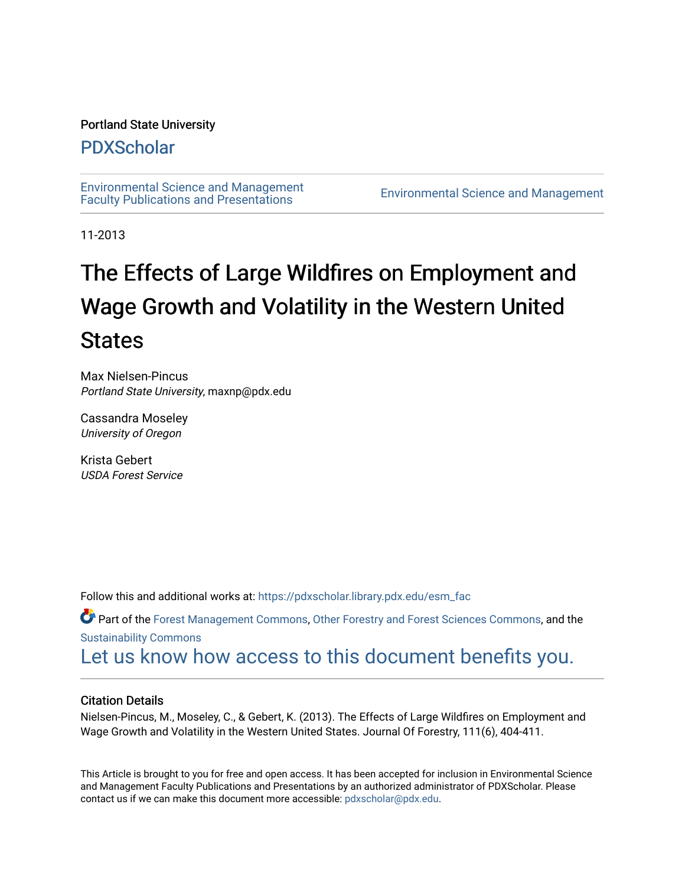Portland State University

# PDXScholar

Environmental Science and Management Faculty Publications and Presentations

Environmental Science and Management

11-2013

# The Effects of Large Wildfires on Employment and Wage Growth and Volatility in the Western United States

Max Nielsen-Pincus
*Portland State University*, maxnp@pdx.edu

Cassandra Moseley
*University of Oregon*

Krista Gebert
*USDA Forest Service*

Follow this and additional works at: https://pdxscholar.library.pdx.edu/esm_fac

Part of the Forest Management Commons, Other Forestry and Forest Sciences Commons, and the Sustainability Commons

Let us know how access to this document benefits you.

### Citation Details

Nielsen-Pincus, M., Moseley, C., & Gebert, K. (2013). The Effects of Large Wildfires on Employment and Wage Growth and Volatility in the Western United States. Journal Of Forestry, 111(6), 404-411.

This Article is brought to you for free and open access. It has been accepted for inclusion in Environmental Science and Management Faculty Publications and Presentations by an authorized administrator of PDXScholar. Please contact us if we can make this document more accessible: pdxscholar@pdx.edu.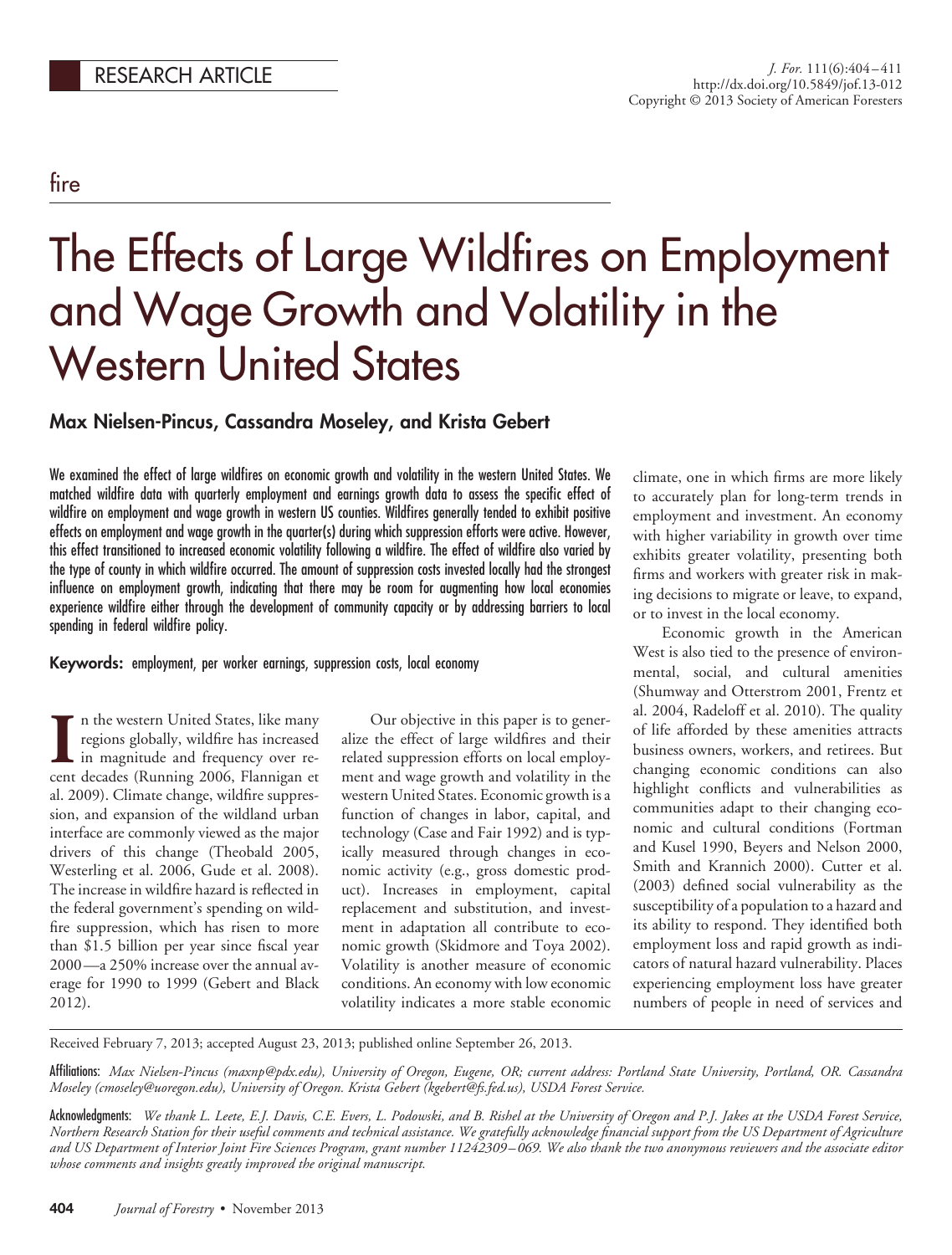RESEARCH ARTICLE

fire

# The Effects of Large Wildfires on Employment and Wage Growth and Volatility in the Western United States

**Max Nielsen-Pincus, Cassandra Moseley, and Krista Gebert**

We examined the effect of large wildfires on economic growth and volatility in the western United States. We matched wildfire data with quarterly employment and earnings growth data to assess the specific effect of wildfire on employment and wage growth in western US counties. Wildfires generally tended to exhibit positive effects on employment and wage growth in the quarter(s) during which suppression efforts were active. However, this effect transitioned to increased economic volatility following a wildfire. The effect of wildfire also varied by the type of county in which wildfire occurred. The amount of suppression costs invested locally had the strongest influence on employment growth, indicating that there may be room for augmenting how local economies experience wildfire either through the development of community capacity or by addressing barriers to local spending in federal wildfire policy.

**Keywords:** employment, per worker earnings, suppression costs, local economy

In the western United States, like many regions globally, wildfire has increased in magnitude and frequency over recent decades (Running 2006, Flannigan et al. 2009). Climate change, wildfire suppression, and expansion of the wildland urban interface are commonly viewed as the major drivers of this change (Theobald 2005, Westerling et al. 2006, Gude et al. 2008). The increase in wildfire hazard is reflected in the federal government's spending on wildfire suppression, which has risen to more than \$1.5 billion per year since fiscal year 2000—a 250% increase over the annual average for 1990 to 1999 (Gebert and Black 2012).

Our objective in this paper is to generalize the effect of large wildfires and their related suppression efforts on local employment and wage growth and volatility in the western United States. Economic growth is a function of changes in labor, capital, and technology (Case and Fair 1992) and is typically measured through changes in economic activity (e.g., gross domestic product). Increases in employment, capital replacement and substitution, and investment in adaptation all contribute to economic growth (Skidmore and Toya 2002). Volatility is another measure of economic conditions. An economy with low economic volatility indicates a more stable economic climate, one in which firms are more likely to accurately plan for long-term trends in employment and investment. An economy with higher variability in growth over time exhibits greater volatility, presenting both firms and workers with greater risk in making decisions to migrate or leave, to expand, or to invest in the local economy.

Economic growth in the American West is also tied to the presence of environmental, social, and cultural amenities (Shumway and Otterstrom 2001, Frentz et al. 2004, Radeloff et al. 2010). The quality of life afforded by these amenities attracts business owners, workers, and retirees. But changing economic conditions can also highlight conflicts and vulnerabilities as communities adapt to their changing economic and cultural conditions (Fortman and Kusel 1990, Beyers and Nelson 2000, Smith and Krannich 2000). Cutter et al. (2003) defined social vulnerability as the susceptibility of a population to a hazard and its ability to respond. They identified both employment loss and rapid growth as indicators of natural hazard vulnerability. Places experiencing employment loss have greater numbers of people in need of services and

Received February 7, 2013; accepted August 23, 2013; published online September 26, 2013.

Affiliations: *Max Nielsen-Pincus (maxnp@pdx.edu), University of Oregon, Eugene, OR; current address: Portland State University, Portland, OR. Cassandra Moseley (cmoseley@uoregon.edu), University of Oregon. Krista Gebert (kgebert@fs.fed.us), USDA Forest Service.*

Acknowledgments: *We thank L. Leete, E.J. Davis, C.E. Evers, L. Podowski, and B. Rishel at the University of Oregon and P.J. Jakes at the USDA Forest Service, Northern Research Station for their useful comments and technical assistance. We gratefully acknowledge financial support from the US Department of Agriculture and US Department of Interior Joint Fire Sciences Program, grant number 11242309–069. We also thank the two anonymous reviewers and the associate editor whose comments and insights greatly improved the original manuscript.*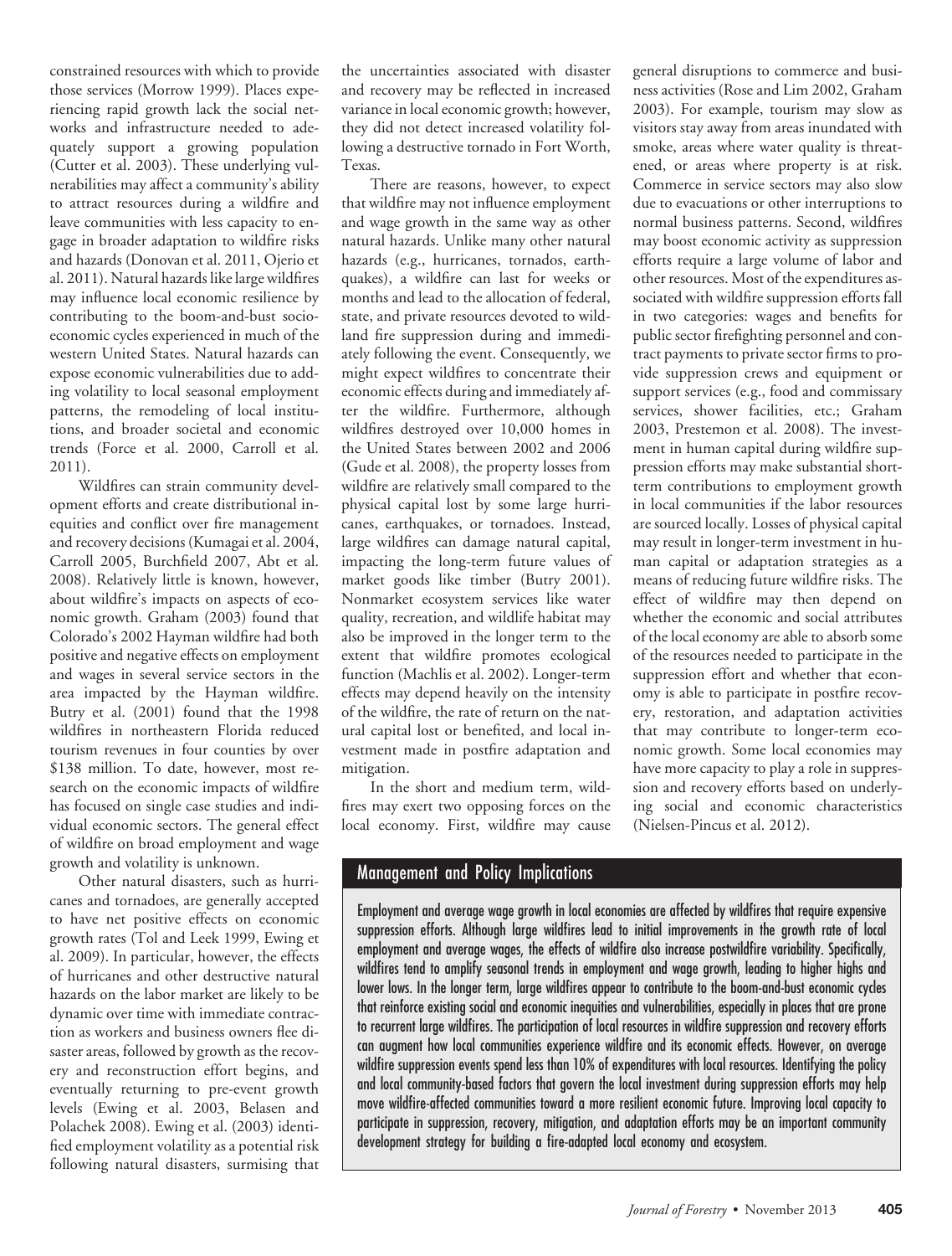constrained resources with which to provide those services (Morrow 1999). Places experiencing rapid growth lack the social networks and infrastructure needed to adequately support a growing population (Cutter et al. 2003). These underlying vulnerabilities may affect a community's ability to attract resources during a wildfire and leave communities with less capacity to engage in broader adaptation to wildfire risks and hazards (Donovan et al. 2011, Ojerio et al. 2011). Natural hazards like large wildfires may influence local economic resilience by contributing to the boom-and-bust socioeconomic cycles experienced in much of the western United States. Natural hazards can expose economic vulnerabilities due to adding volatility to local seasonal employment patterns, the remodeling of local institutions, and broader societal and economic trends (Force et al. 2000, Carroll et al. 2011).

Wildfires can strain community development efforts and create distributional inequities and conflict over fire management and recovery decisions (Kumagai et al. 2004, Carroll 2005, Burchfield 2007, Abt et al. 2008). Relatively little is known, however, about wildfire's impacts on aspects of economic growth. Graham (2003) found that Colorado's 2002 Hayman wildfire had both positive and negative effects on employment and wages in several service sectors in the area impacted by the Hayman wildfire. Butry et al. (2001) found that the 1998 wildfires in northeastern Florida reduced tourism revenues in four counties by over $138 million. To date, however, most research on the economic impacts of wildfire has focused on single case studies and individual economic sectors. The general effect of wildfire on broad employment and wage growth and volatility is unknown.

Other natural disasters, such as hurricanes and tornadoes, are generally accepted to have net positive effects on economic growth rates (Tol and Leek 1999, Ewing et al. 2009). In particular, however, the effects of hurricanes and other destructive natural hazards on the labor market are likely to be dynamic over time with immediate contraction as workers and business owners flee disaster areas, followed by growth as the recovery and reconstruction effort begins, and eventually returning to pre-event growth levels (Ewing et al. 2003, Belasen and Polachek 2008). Ewing et al. (2003) identified employment volatility as a potential risk following natural disasters, surmising that the uncertainties associated with disaster and recovery may be reflected in increased variance in local economic growth; however, they did not detect increased volatility following a destructive tornado in Fort Worth, Texas.

There are reasons, however, to expect that wildfire may not influence employment and wage growth in the same way as other natural hazards. Unlike many other natural hazards (e.g., hurricanes, tornados, earthquakes), a wildfire can last for weeks or months and lead to the allocation of federal, state, and private resources devoted to wildland fire suppression during and immediately following the event. Consequently, we might expect wildfires to concentrate their economic effects during and immediately after the wildfire. Furthermore, although wildfires destroyed over 10,000 homes in the United States between 2002 and 2006 (Gude et al. 2008), the property losses from wildfire are relatively small compared to the physical capital lost by some large hurricanes, earthquakes, or tornadoes. Instead, large wildfires can damage natural capital, impacting the long-term future values of market goods like timber (Butry 2001). Nonmarket ecosystem services like water quality, recreation, and wildlife habitat may also be improved in the longer term to the extent that wildfire promotes ecological function (Machlis et al. 2002). Longer-term effects may depend heavily on the intensity of the wildfire, the rate of return on the natural capital lost or benefited, and local investment made in postfire adaptation and mitigation.

In the short and medium term, wildfires may exert two opposing forces on the local economy. First, wildfire may cause general disruptions to commerce and business activities (Rose and Lim 2002, Graham 2003). For example, tourism may slow as visitors stay away from areas inundated with smoke, areas where water quality is threatened, or areas where property is at risk. Commerce in service sectors may also slow due to evacuations or other interruptions to normal business patterns. Second, wildfires may boost economic activity as suppression efforts require a large volume of labor and other resources. Most of the expenditures associated with wildfire suppression efforts fall in two categories: wages and benefits for public sector firefighting personnel and contract payments to private sector firms to provide suppression crews and equipment or support services (e.g., food and commissary services, shower facilities, etc.; Graham 2003, Prestemon et al. 2008). The investment in human capital during wildfire suppression efforts may make substantial short-term contributions to employment growth in local communities if the labor resources are sourced locally. Losses of physical capital may result in longer-term investment in human capital or adaptation strategies as a means of reducing future wildfire risks. The effect of wildfire may then depend on whether the economic and social attributes of the local economy are able to absorb some of the resources needed to participate in the suppression effort and whether that economy is able to participate in postfire recovery, restoration, and adaptation activities that may contribute to longer-term economic growth. Some local economies may have more capacity to play a role in suppression and recovery efforts based on underlying social and economic characteristics (Nielsen-Pincus et al. 2012).

## Management and Policy Implications

Employment and average wage growth in local economies are affected by wildfires that require expensive suppression efforts. Although large wildfires lead to initial improvements in the growth rate of local employment and average wages, the effects of wildfire also increase postwildfire variability. Specifically, wildfires tend to amplify seasonal trends in employment and wage growth, leading to higher highs and lower lows. In the longer term, large wildfires appear to contribute to the boom-and-bust economic cycles that reinforce existing social and economic inequities and vulnerabilities, especially in places that are prone to recurrent large wildfires. The participation of local resources in wildfire suppression and recovery efforts can augment how local communities experience wildfire and its economic effects. However, on average wildfire suppression events spend less than 10% of expenditures with local resources. Identifying the policy and local community-based factors that govern the local investment during suppression efforts may help move wildfire-affected communities toward a more resilient economic future. Improving local capacity to participate in suppression, recovery, mitigation, and adaptation efforts may be an important community development strategy for building a fire-adapted local economy and ecosystem.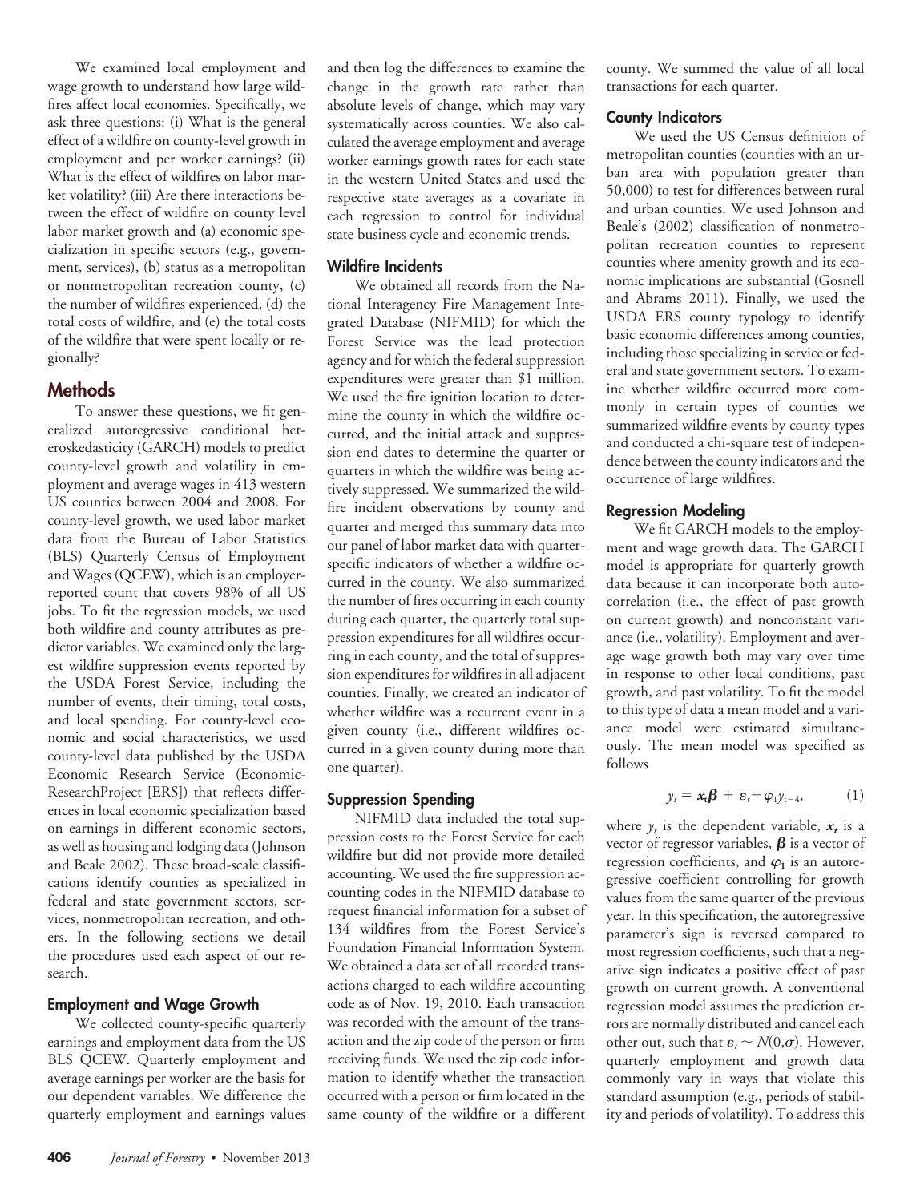We examined local employment and wage growth to understand how large wildfires affect local economies. Specifically, we ask three questions: (i) What is the general effect of a wildfire on county-level growth in employment and per worker earnings? (ii) What is the effect of wildfires on labor market volatility? (iii) Are there interactions between the effect of wildfire on county level labor market growth and (a) economic specialization in specific sectors (e.g., government, services), (b) status as a metropolitan or nonmetropolitan recreation county, (c) the number of wildfires experienced, (d) the total costs of wildfire, and (e) the total costs of the wildfire that were spent locally or regionally?

## Methods

To answer these questions, we fit generalized autoregressive conditional heteroskedasticity (GARCH) models to predict county-level growth and volatility in employment and average wages in 413 western US counties between 2004 and 2008. For county-level growth, we used labor market data from the Bureau of Labor Statistics (BLS) Quarterly Census of Employment and Wages (QCEW), which is an employer-reported count that covers 98% of all US jobs. To fit the regression models, we used both wildfire and county attributes as predictor variables. We examined only the largest wildfire suppression events reported by the USDA Forest Service, including the number of events, their timing, total costs, and local spending. For county-level economic and social characteristics, we used county-level data published by the USDA Economic Research Service (Economic-ResearchProject [ERS]) that reflects differences in local economic specialization based on earnings in different economic sectors, as well as housing and lodging data (Johnson and Beale 2002). These broad-scale classifications identify counties as specialized in federal and state government sectors, services, nonmetropolitan recreation, and others. In the following sections we detail the procedures used each aspect of our research.

### Employment and Wage Growth

We collected county-specific quarterly earnings and employment data from the US BLS QCEW. Quarterly employment and average earnings per worker are the basis for our dependent variables. We difference the quarterly employment and earnings values and then log the differences to examine the change in the growth rate rather than absolute levels of change, which may vary systematically across counties. We also calculated the average employment and average worker earnings growth rates for each state in the western United States and used the respective state averages as a covariate in each regression to control for individual state business cycle and economic trends.

### Wildfire Incidents

We obtained all records from the National Interagency Fire Management Integrated Database (NIFMID) for which the Forest Service was the lead protection agency and for which the federal suppression expenditures were greater than \$1 million. We used the fire ignition location to determine the county in which the wildfire occurred, and the initial attack and suppression end dates to determine the quarter or quarters in which the wildfire was being actively suppressed. We summarized the wildfire incident observations by county and quarter and merged this summary data into our panel of labor market data with quarter-specific indicators of whether a wildfire occurred in the county. We also summarized the number of fires occurring in each county during each quarter, the quarterly total suppression expenditures for all wildfires occurring in each county, and the total of suppression expenditures for wildfires in all adjacent counties. Finally, we created an indicator of whether wildfire was a recurrent event in a given county (i.e., different wildfires occurred in a given county during more than one quarter).

### Suppression Spending

NIFMID data included the total suppression costs to the Forest Service for each wildfire but did not provide more detailed accounting. We used the fire suppression accounting codes in the NIFMID database to request financial information for a subset of 134 wildfires from the Forest Service's Foundation Financial Information System. We obtained a data set of all recorded transactions charged to each wildfire accounting code as of Nov. 19, 2010. Each transaction was recorded with the amount of the transaction and the zip code of the person or firm receiving funds. We used the zip code information to identify whether the transaction occurred with a person or firm located in the same county of the wildfire or a different county. We summed the value of all local transactions for each quarter.

### County Indicators

We used the US Census definition of metropolitan counties (counties with an urban area with population greater than 50,000) to test for differences between rural and urban counties. We used Johnson and Beale's (2002) classification of nonmetropolitan recreation counties to represent counties where amenity growth and its economic implications are substantial (Gosnell and Abrams 2011). Finally, we used the USDA ERS county typology to identify basic economic differences among counties, including those specializing in service or federal and state government sectors. To examine whether wildfire occurred more commonly in certain types of counties we summarized wildfire events by county types and conducted a chi-square test of independence between the county indicators and the occurrence of large wildfires.

### Regression Modeling

We fit GARCH models to the employment and wage growth data. The GARCH model is appropriate for quarterly growth data because it can incorporate both autocorrelation (i.e., the effect of past growth on current growth) and nonconstant variance (i.e., volatility). Employment and average wage growth both may vary over time in response to other local conditions, past growth, and past volatility. To fit the model to this type of data a mean model and a variance model were estimated simultaneously. The mean model was specified as follows

$$y_t = \boldsymbol{x_t}\boldsymbol{\beta} + \varepsilon_t - \varphi_1 y_{t-4}, \qquad (1)$$

where $y_t$ is the dependent variable, $\boldsymbol{x_t}$ is a vector of regressor variables, $\boldsymbol{\beta}$ is a vector of regression coefficients, and $\boldsymbol{\varphi_1}$ is an autoregressive coefficient controlling for growth values from the same quarter of the previous year. In this specification, the autoregressive parameter's sign is reversed compared to most regression coefficients, such that a negative sign indicates a positive effect of past growth on current growth. A conventional regression model assumes the prediction errors are normally distributed and cancel each other out, such that $\varepsilon_t \sim N(0,\sigma)$. However, quarterly employment and growth data commonly vary in ways that violate this standard assumption (e.g., periods of stability and periods of volatility). To address this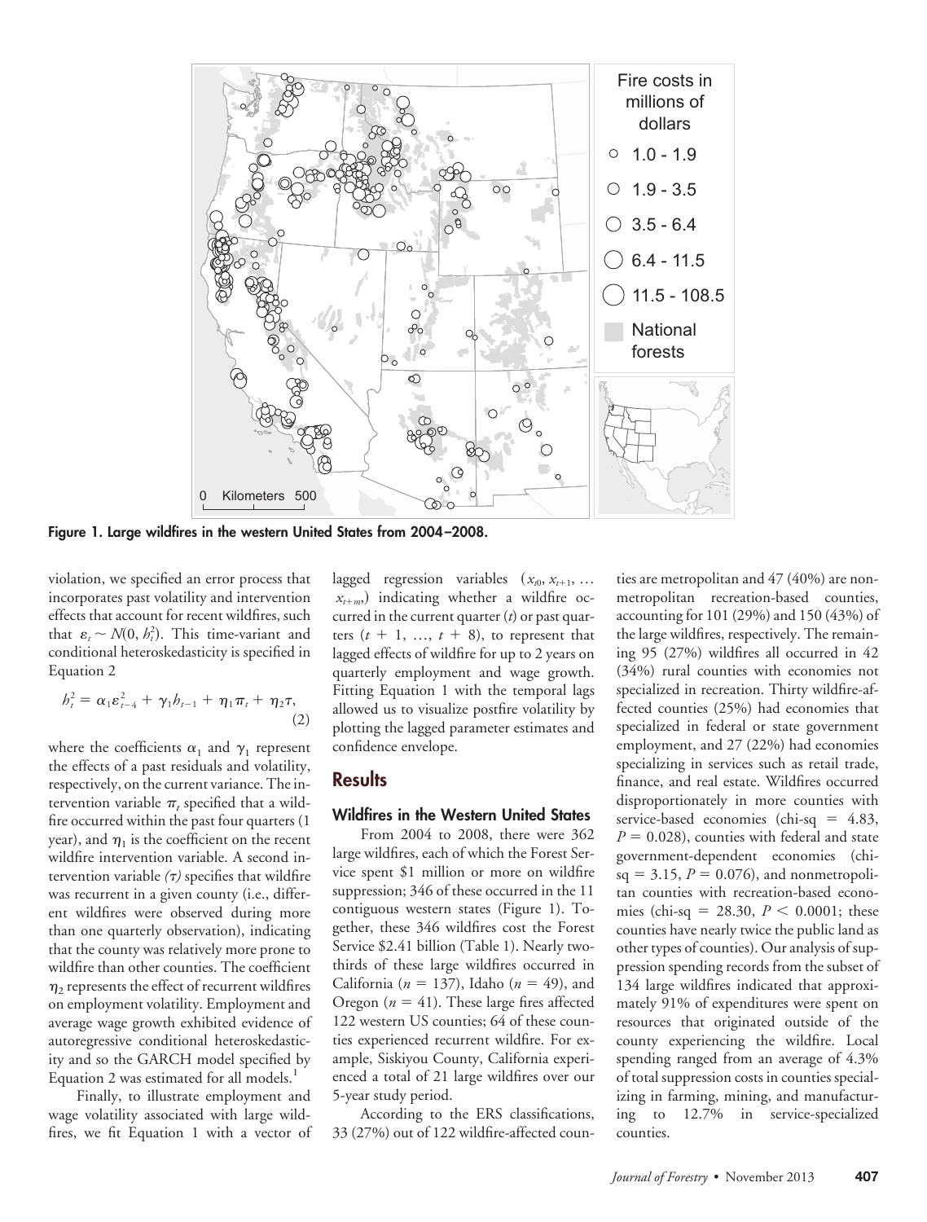Figure 1. Large wildfires in the western United States from 2004–2008.

violation, we specified an error process that incorporates past volatility and intervention effects that account for recent wildfires, such that $\varepsilon_t \sim N(0, h_t^2)$. This time-variant and conditional heteroskedasticity is specified in Equation 2

$$h_t^2 = \alpha_1 \varepsilon_{t-4}^2 + \gamma_1 h_{t-1} + \eta_1 \pi_t + \eta_2 \tau, \quad (2)$$

where the coefficients $\alpha_1$ and $\gamma_1$ represent the effects of a past residuals and volatility, respectively, on the current variance. The intervention variable $\pi_t$ specified that a wildfire occurred within the past four quarters (1 year), and $\eta_1$ is the coefficient on the recent wildfire intervention variable. A second intervention variable $(\tau)$ specifies that wildfire was recurrent in a given county (i.e., different wildfires were observed during more than one quarterly observation), indicating that the county was relatively more prone to wildfire than other counties. The coefficient $\eta_2$ represents the effect of recurrent wildfires on employment volatility. Employment and average wage growth exhibited evidence of autoregressive conditional heteroskedasticity and so the GARCH model specified by Equation 2 was estimated for all models.[1]

Finally, to illustrate employment and wage volatility associated with large wildfires, we fit Equation 1 with a vector of lagged regression variables $(x_{t0}, x_{t+1}, \ldots x_{t+m})$ indicating whether a wildfire occurred in the current quarter ($t$) or past quarters $(t + 1, \ldots, t + 8)$, to represent that lagged effects of wildfire for up to 2 years on quarterly employment and wage growth. Fitting Equation 1 with the temporal lags allowed us to visualize postfire volatility by plotting the lagged parameter estimates and confidence envelope.

## Results

### Wildfires in the Western United States

From 2004 to 2008, there were 362 large wildfires, each of which the Forest Service spent $1 million or more on wildfire suppression; 346 of these occurred in the 11 contiguous western states (Figure 1). Together, these 346 wildfires cost the Forest Service $2.41 billion (Table 1). Nearly two-thirds of these large wildfires occurred in California ($n = 137$), Idaho ($n = 49$), and Oregon ($n = 41$). These large fires affected 122 western US counties; 64 of these counties experienced recurrent wildfire. For example, Siskiyou County, California experienced a total of 21 large wildfires over our 5-year study period.

According to the ERS classifications, 33 (27%) out of 122 wildfire-affected counties are metropolitan and 47 (40%) are nonmetropolitan recreation-based counties, accounting for 101 (29%) and 150 (43%) of the large wildfires, respectively. The remaining 95 (27%) wildfires all occurred in 42 (34%) rural counties with economies not specialized in recreation. Thirty wildfire-affected counties (25%) had economies that specialized in federal or state government employment, and 27 (22%) had economies specializing in services such as retail trade, finance, and real estate. Wildfires occurred disproportionately in more counties with service-based economies (chi-sq = 4.83, $P = 0.028$), counties with federal and state government-dependent economies (chi-sq = 3.15, $P = 0.076$), and nonmetropolitan counties with recreation-based economies (chi-sq = 28.30, $P < 0.0001$; these counties have nearly twice the public land as other types of counties). Our analysis of suppression spending records from the subset of 134 large wildfires indicated that approximately 91% of expenditures were spent on resources that originated outside of the county experiencing the wildfire. Local spending ranged from an average of 4.3% of total suppression costs in counties specializing in farming, mining, and manufacturing to 12.7% in service-specialized counties.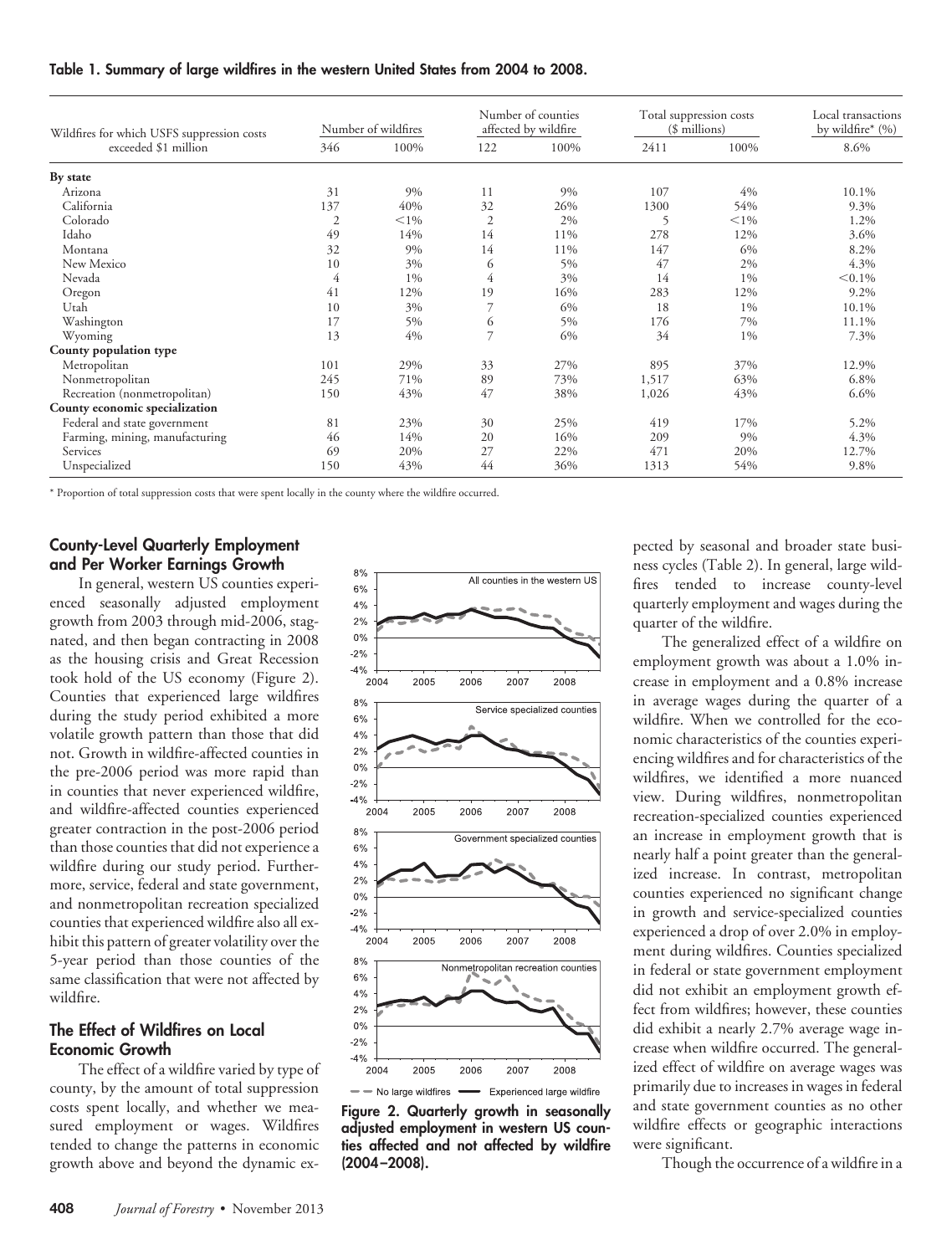**Table 1. Summary of large wildfires in the western United States from 2004 to 2008.**

| Wildfires for which USFS suppression costs exceeded \$1 million | Number of wildfires | | Number of counties affected by wildfire | | Total suppression costs (\$ millions) | | Local transactions by wildfire* (%) |
|---|---|---|---|---|---|---|---|
| | 346 | 100% | 122 | 100% | 2411 | 100% | 8.6% |
| **By state** | | | | | | | |
| Arizona | 31 | 9% | 11 | 9% | 107 | 4% | 10.1% |
| California | 137 | 40% | 32 | 26% | 1300 | 54% | 9.3% |
| Colorado | 2 | <1% | 2 | 2% | 5 | <1% | 1.2% |
| Idaho | 49 | 14% | 14 | 11% | 278 | 12% | 3.6% |
| Montana | 32 | 9% | 14 | 11% | 147 | 6% | 8.2% |
| New Mexico | 10 | 3% | 6 | 5% | 47 | 2% | 4.3% |
| Nevada | 4 | 1% | 4 | 3% | 14 | 1% | <0.1% |
| Oregon | 41 | 12% | 19 | 16% | 283 | 12% | 9.2% |
| Utah | 10 | 3% | 7 | 6% | 18 | 1% | 10.1% |
| Washington | 17 | 5% | 6 | 5% | 176 | 7% | 11.1% |
| Wyoming | 13 | 4% | 7 | 6% | 34 | 1% | 7.3% |
| **County population type** | | | | | | | |
| Metropolitan | 101 | 29% | 33 | 27% | 895 | 37% | 12.9% |
| Nonmetropolitan | 245 | 71% | 89 | 73% | 1,517 | 63% | 6.8% |
| Recreation (nonmetropolitan) | 150 | 43% | 47 | 38% | 1,026 | 43% | 6.6% |
| **County economic specialization** | | | | | | | |
| Federal and state government | 81 | 23% | 30 | 25% | 419 | 17% | 5.2% |
| Farming, mining, manufacturing | 46 | 14% | 20 | 16% | 209 | 9% | 4.3% |
| Services | 69 | 20% | 27 | 22% | 471 | 20% | 12.7% |
| Unspecialized | 150 | 43% | 44 | 36% | 1313 | 54% | 9.8% |

* Proportion of total suppression costs that were spent locally in the county where the wildfire occurred.

### County-Level Quarterly Employment and Per Worker Earnings Growth

In general, western US counties experienced seasonally adjusted employment growth from 2003 through mid-2006, stagnated, and then began contracting in 2008 as the housing crisis and Great Recession took hold of the US economy (Figure 2). Counties that experienced large wildfires during the study period exhibited a more volatile growth pattern than those that did not. Growth in wildfire-affected counties in the pre-2006 period was more rapid than in counties that never experienced wildfire, and wildfire-affected counties experienced greater contraction in the post-2006 period than those counties that did not experience a wildfire during our study period. Furthermore, service, federal and state government, and nonmetropolitan recreation specialized counties that experienced wildfire also all exhibit this pattern of greater volatility over the 5-year period than those counties of the same classification that were not affected by wildfire.

**Figure 2. Quarterly growth in seasonally adjusted employment in western US counties affected and not affected by wildfire (2004–2008).**

### The Effect of Wildfires on Local Economic Growth

The effect of a wildfire varied by type of county, by the amount of total suppression costs spent locally, and whether we measured employment or wages. Wildfires tended to change the patterns in economic growth above and beyond the dynamic expected by seasonal and broader state business cycles (Table 2). In general, large wildfires tended to increase county-level quarterly employment and wages during the quarter of the wildfire.

The generalized effect of a wildfire on employment growth was about a 1.0% increase in employment and a 0.8% increase in average wages during the quarter of a wildfire. When we controlled for the economic characteristics of the counties experiencing wildfires and for characteristics of the wildfires, we identified a more nuanced view. During wildfires, nonmetropolitan recreation-specialized counties experienced an increase in employment growth that is nearly half a point greater than the generalized increase. In contrast, metropolitan counties experienced no significant change in growth and service-specialized counties experienced a drop of over 2.0% in employment during wildfires. Counties specialized in federal or state government employment did not exhibit an employment growth effect from wildfires; however, these counties did exhibit a nearly 2.7% average wage increase when wildfire occurred. The generalized effect of wildfire on average wages was primarily due to increases in wages in federal and state government counties as no other wildfire effects or geographic interactions were significant.

Though the occurrence of a wildfire in a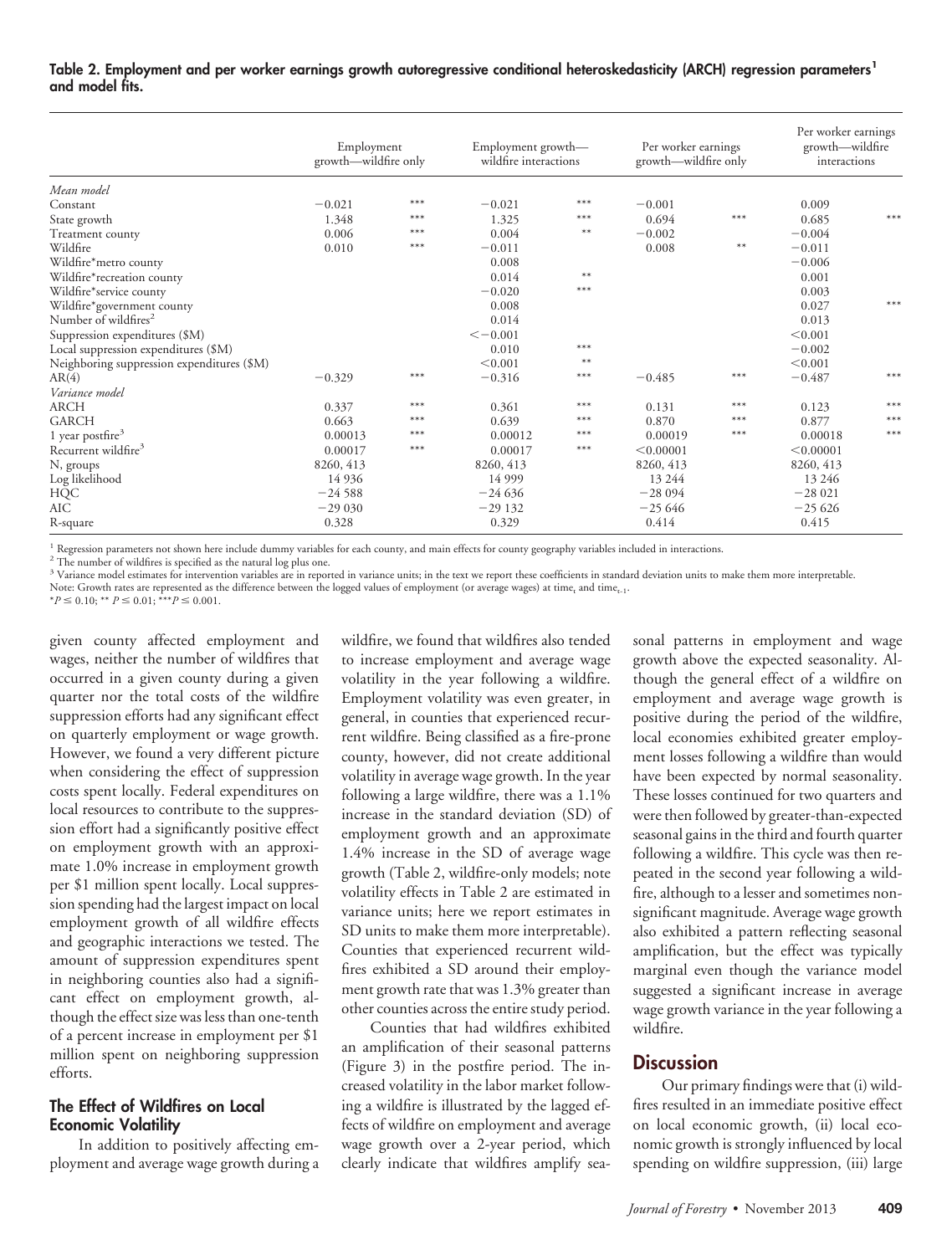**Table 2. Employment and per worker earnings growth autoregressive conditional heteroskedasticity (ARCH) regression parameters[1] and model fits.**

| | Employment growth—wildfire only | | Employment growth—wildfire interactions | | Per worker earnings growth—wildfire only | | Per worker earnings growth—wildfire interactions | |
|---|---|---|---|---|---|---|---|---|
| *Mean model* | | | | | | | | |
| Constant | −0.021 | *** | −0.021 | *** | −0.001 | | 0.009 | |
| State growth | 1.348 | *** | 1.325 | *** | 0.694 | *** | 0.685 | *** |
| Treatment county | 0.006 | *** | 0.004 | ** | −0.002 | | −0.004 | |
| Wildfire | 0.010 | *** | −0.011 | | 0.008 | ** | −0.011 | |
| Wildfire*metro county | | | 0.008 | | | | −0.006 | |
| Wildfire*recreation county | | | 0.014 | ** | | | 0.001 | |
| Wildfire*service county | | | −0.020 | *** | | | 0.003 | |
| Wildfire*government county | | | 0.008 | | | | 0.027 | *** |
| Number of wildfires[2] | | | 0.014 | | | | 0.013 | |
| Suppression expenditures ($M) | | | <−0.001 | | | | <0.001 | |
| Local suppression expenditures ($M) | | | 0.010 | *** | | | −0.002 | |
| Neighboring suppression expenditures ($M) | | | <0.001 | ** | | | <0.001 | |
| AR(4) | −0.329 | *** | −0.316 | *** | −0.485 | *** | −0.487 | *** |
| *Variance model* | | | | | | | | |
| ARCH | 0.337 | *** | 0.361 | *** | 0.131 | *** | 0.123 | *** |
| GARCH | 0.663 | *** | 0.639 | *** | 0.870 | *** | 0.877 | *** |
| 1 year postfire[3] | 0.00013 | *** | 0.00012 | *** | 0.00019 | *** | 0.00018 | *** |
| Recurrent wildfire[3] | 0.00017 | *** | 0.00017 | *** | <0.00001 | | <0.00001 | |
| N, groups | 8260, 413 | | 8260, 413 | | 8260, 413 | | 8260, 413 | |
| Log likelihood | 14 936 | | 14 999 | | 13 244 | | 13 246 | |
| HQC | −24 588 | | −24 636 | | −28 094 | | −28 021 | |
| AIC | −29 030 | | −29 132 | | −25 646 | | −25 626 | |
| R-square | 0.328 | | 0.329 | | 0.414 | | 0.415 | |

[1] Regression parameters not shown here include dummy variables for each county, and main effects for county geography variables included in interactions.
[2] The number of wildfires is specified as the natural log plus one.
[3] Variance model estimates for intervention variables are in reported in variance units; in the text we report these coefficients in standard deviation units to make them more interpretable.
Note: Growth rates are represented as the difference between the logged values of employment (or average wages) at $time_t$ and $time_{t-1}$.
$*P \leq 0.10$; $** P \leq 0.01$; $*** P \leq 0.001$.

given county affected employment and wages, neither the number of wildfires that occurred in a given county during a given quarter nor the total costs of the wildfire suppression efforts had any significant effect on quarterly employment or wage growth. However, we found a very different picture when considering the effect of suppression costs spent locally. Federal expenditures on local resources to contribute to the suppression effort had a significantly positive effect on employment growth with an approximate 1.0% increase in employment growth per $1 million spent locally. Local suppression spending had the largest impact on local employment growth of all wildfire effects and geographic interactions we tested. The amount of suppression expenditures spent in neighboring counties also had a significant effect on employment growth, although the effect size was less than one-tenth of a percent increase in employment per $1 million spent on neighboring suppression efforts.

### The Effect of Wildfires on Local Economic Volatility

In addition to positively affecting employment and average wage growth during a wildfire, we found that wildfires also tended to increase employment and average wage volatility in the year following a wildfire. Employment volatility was even greater, in general, in counties that experienced recurrent wildfire. Being classified as a fire-prone county, however, did not create additional volatility in average wage growth. In the year following a large wildfire, there was a 1.1% increase in the standard deviation (SD) of employment growth and an approximate 1.4% increase in the SD of average wage growth (Table 2, wildfire-only models; note volatility effects in Table 2 are estimated in variance units; here we report estimates in SD units to make them more interpretable). Counties that experienced recurrent wildfires exhibited a SD around their employment growth rate that was 1.3% greater than other counties across the entire study period.

Counties that had wildfires exhibited an amplification of their seasonal patterns (Figure 3) in the postfire period. The increased volatility in the labor market following a wildfire is illustrated by the lagged effects of wildfire on employment and average wage growth over a 2-year period, which clearly indicate that wildfires amplify seasonal patterns in employment and wage growth above the expected seasonality. Although the general effect of a wildfire on employment and average wage growth is positive during the period of the wildfire, local economies exhibited greater employment losses following a wildfire than would have been expected by normal seasonality. These losses continued for two quarters and were then followed by greater-than-expected seasonal gains in the third and fourth quarter following a wildfire. This cycle was then repeated in the second year following a wildfire, although to a lesser and sometimes nonsignificant magnitude. Average wage growth also exhibited a pattern reflecting seasonal amplification, but the effect was typically marginal even though the variance model suggested a significant increase in average wage growth variance in the year following a wildfire.

## Discussion

Our primary findings were that (i) wildfires resulted in an immediate positive effect on local economic growth, (ii) local economic growth is strongly influenced by local spending on wildfire suppression, (iii) large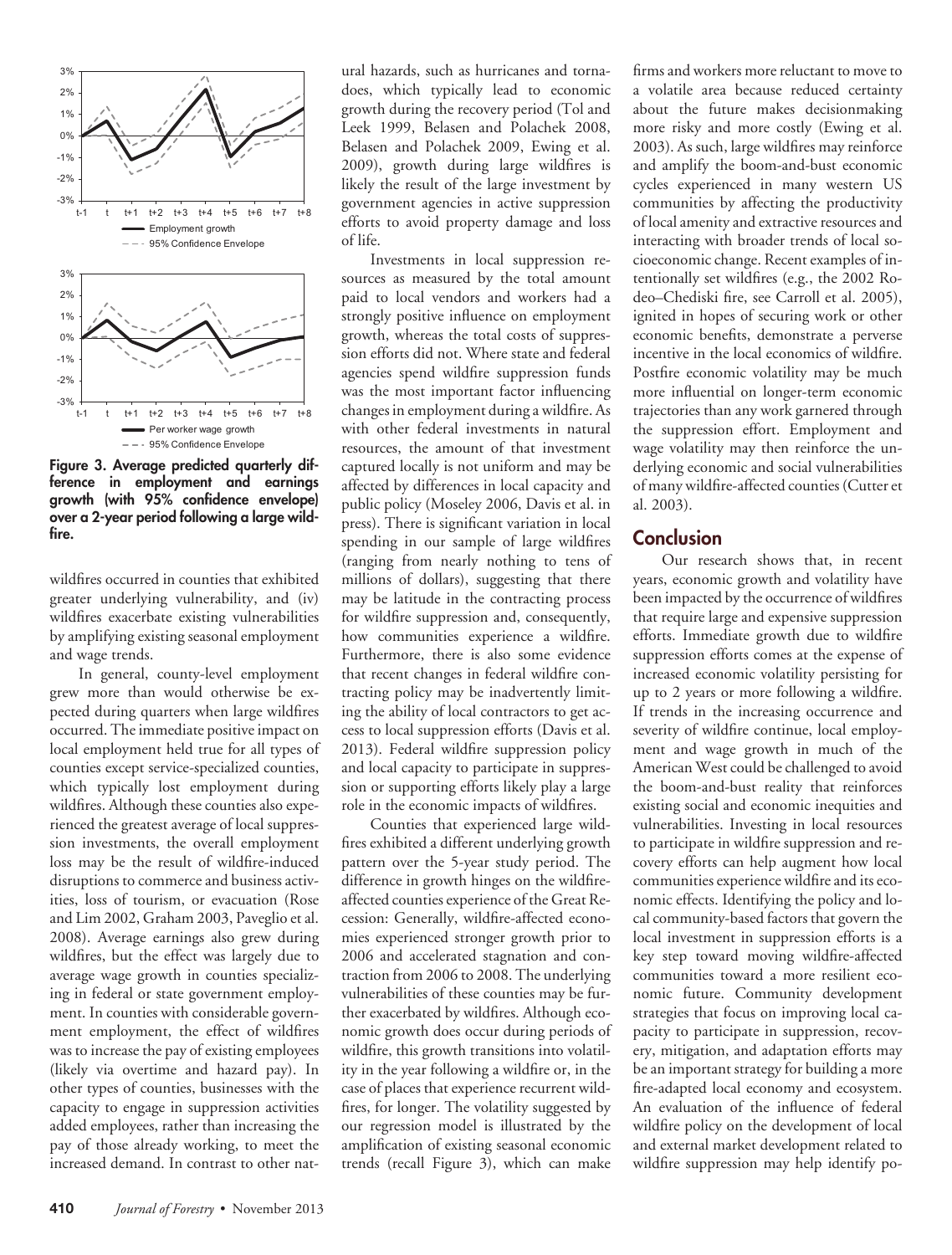3%
2%
1%
0%
-1%
-2%
-3%
t-1 t t+1 t+2 t+3 t+4 t+5 t+6 t+7 t+8
Employment growth
95% Confidence Envelope

3%
2%
1%
0%
-1%
-2%
-3%
t-1 t t+1 t+2 t+3 t+4 t+5 t+6 t+7 t+8
Per worker wage growth
95% Confidence Envelope

**Figure 3. Average predicted quarterly difference in employment and earnings growth (with 95% confidence envelope) over a 2-year period following a large wildfire.**

wildfires occurred in counties that exhibited greater underlying vulnerability, and (iv) wildfires exacerbate existing vulnerabilities by amplifying existing seasonal employment and wage trends.

In general, county-level employment grew more than would otherwise be expected during quarters when large wildfires occurred. The immediate positive impact on local employment held true for all types of counties except service-specialized counties, which typically lost employment during wildfires. Although these counties also experienced the greatest average of local suppression investments, the overall employment loss may be the result of wildfire-induced disruptions to commerce and business activities, loss of tourism, or evacuation (Rose and Lim 2002, Graham 2003, Paveglio et al. 2008). Average earnings also grew during wildfires, but the effect was largely due to average wage growth in counties specializing in federal or state government employment. In counties with considerable government employment, the effect of wildfires was to increase the pay of existing employees (likely via overtime and hazard pay). In other types of counties, businesses with the capacity to engage in suppression activities added employees, rather than increasing the pay of those already working, to meet the increased demand. In contrast to other natural hazards, such as hurricanes and tornadoes, which typically lead to economic growth during the recovery period (Tol and Leek 1999, Belasen and Polachek 2008, Belasen and Polachek 2009, Ewing et al. 2009), growth during large wildfires is likely the result of the large investment by government agencies in active suppression efforts to avoid property damage and loss of life.

Investments in local suppression resources as measured by the total amount paid to local vendors and workers had a strongly positive influence on employment growth, whereas the total costs of suppression efforts did not. Where state and federal agencies spend wildfire suppression funds was the most important factor influencing changes in employment during a wildfire. As with other federal investments in natural resources, the amount of that investment captured locally is not uniform and may be affected by differences in local capacity and public policy (Moseley 2006, Davis et al. in press). There is significant variation in local spending in our sample of large wildfires (ranging from nearly nothing to tens of millions of dollars), suggesting that there may be latitude in the contracting process for wildfire suppression and, consequently, how communities experience a wildfire. Furthermore, there is also some evidence that recent changes in federal wildfire contracting policy may be inadvertently limiting the ability of local contractors to get access to local suppression efforts (Davis et al. 2013). Federal wildfire suppression policy and local capacity to participate in suppression or supporting efforts likely play a large role in the economic impacts of wildfires.

Counties that experienced large wildfires exhibited a different underlying growth pattern over the 5-year study period. The difference in growth hinges on the wildfire-affected counties experience of the Great Recession: Generally, wildfire-affected economies experienced stronger growth prior to 2006 and accelerated stagnation and contraction from 2006 to 2008. The underlying vulnerabilities of these counties may be further exacerbated by wildfires. Although economic growth does occur during periods of wildfire, this growth transitions into volatility in the year following a wildfire or, in the case of places that experience recurrent wildfires, for longer. The volatility suggested by our regression model is illustrated by the amplification of existing seasonal economic trends (recall Figure 3), which can make firms and workers more reluctant to move to a volatile area because reduced certainty about the future makes decisionmaking more risky and more costly (Ewing et al. 2003). As such, large wildfires may reinforce and amplify the boom-and-bust economic cycles experienced in many western US communities by affecting the productivity of local amenity and extractive resources and interacting with broader trends of local socioeconomic change. Recent examples of intentionally set wildfires (e.g., the 2002 Rodeo–Chediski fire, see Carroll et al. 2005), ignited in hopes of securing work or other economic benefits, demonstrate a perverse incentive in the local economics of wildfire. Postfire economic volatility may be much more influential on longer-term economic trajectories than any work garnered through the suppression effort. Employment and wage volatility may then reinforce the underlying economic and social vulnerabilities of many wildfire-affected counties (Cutter et al. 2003).

## Conclusion

Our research shows that, in recent years, economic growth and volatility have been impacted by the occurrence of wildfires that require large and expensive suppression efforts. Immediate growth due to wildfire suppression efforts comes at the expense of increased economic volatility persisting for up to 2 years or more following a wildfire. If trends in the increasing occurrence and severity of wildfire continue, local employment and wage growth in much of the American West could be challenged to avoid the boom-and-bust reality that reinforces existing social and economic inequities and vulnerabilities. Investing in local resources to participate in wildfire suppression and recovery efforts can help augment how local communities experience wildfire and its economic effects. Identifying the policy and local community-based factors that govern the local investment in suppression efforts is a key step toward moving wildfire-affected communities toward a more resilient economic future. Community development strategies that focus on improving local capacity to participate in suppression, recovery, mitigation, and adaptation efforts may be an important strategy for building a more fire-adapted local economy and ecosystem. An evaluation of the influence of federal wildfire policy on the development of local and external market development related to wildfire suppression may help identify po-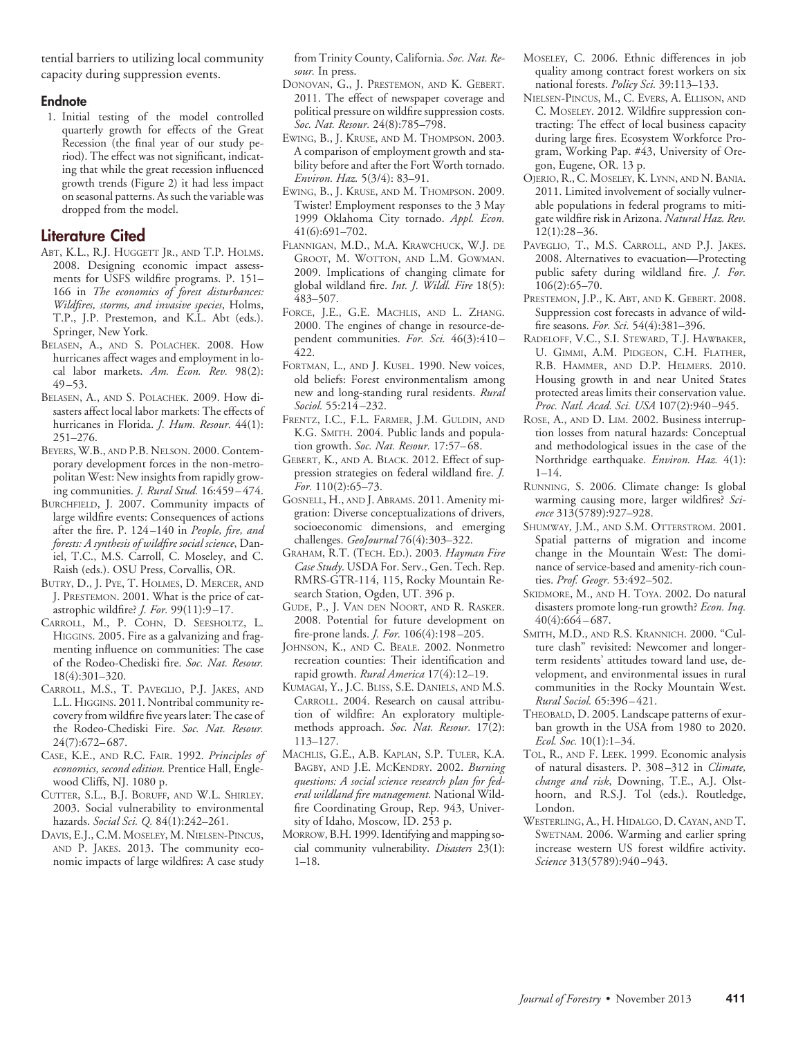tential barriers to utilizing local community capacity during suppression events.

### Endnote

1. Initial testing of the model controlled quarterly growth for effects of the Great Recession (the final year of our study period). The effect was not significant, indicating that while the great recession influenced growth trends (Figure 2) it had less impact on seasonal patterns. As such the variable was dropped from the model.

## Literature Cited

ABT, K.L., R.J. HUGGETT JR., AND T.P. HOLMS. 2008. Designing economic impact assessments for USFS wildfire programs. P. 151–166 in *The economics of forest disturbances: Wildfires, storms, and invasive species*, Holms, T.P., J.P. Prestemon, and K.L. Abt (eds.). Springer, New York.

BELASEN, A., AND S. POLACHEK. 2008. How hurricanes affect wages and employment in local labor markets. *Am. Econ. Rev.* 98(2): 49–53.

BELASEN, A., AND S. POLACHEK. 2009. How disasters affect local labor markets: The effects of hurricanes in Florida. *J. Hum. Resour.* 44(1): 251–276.

BEYERS, W.B., AND P.B. NELSON. 2000. Contemporary development forces in the non-metropolitan West: New insights from rapidly growing communities. *J. Rural Stud.* 16:459–474.

BURCHFIELD, J. 2007. Community impacts of large wildfire events: Consequences of actions after the fire. P. 124–140 in *People, fire, and forests: A synthesis of wildfire social science*, Daniel, T.C., M.S. Carroll, C. Moseley, and C. Raish (eds.). OSU Press, Corvallis, OR.

BUTRY, D., J. PYE, T. HOLMES, D. MERCER, AND J. PRESTEMON. 2001. What is the price of catastrophic wildfire? *J. For.* 99(11):9–17.

CARROLL, M., P. COHN, D. SEESHOLTZ, L. HIGGINS. 2005. Fire as a galvanizing and fragmenting influence on communities: The case of the Rodeo-Chediski fire. *Soc. Nat. Resour.* 18(4):301–320.

CARROLL, M.S., T. PAVEGLIO, P.J. JAKES, AND L.L. HIGGINS. 2011. Nontribal community recovery from wildfire five years later: The case of the Rodeo-Chediski Fire. *Soc. Nat. Resour.* 24(7):672–687.

CASE, K.E., AND R.C. FAIR. 1992. *Principles of economics, second edition.* Prentice Hall, Englewood Cliffs, NJ. 1080 p.

CUTTER, S.L., B.J. BORUFF, AND W.L. SHIRLEY. 2003. Social vulnerability to environmental hazards. *Social Sci. Q.* 84(1):242–261.

DAVIS, E.J., C.M. MOSELEY, M. NIELSEN-PINCUS, AND P. JAKES. 2013. The community economic impacts of large wildfires: A case study from Trinity County, California. *Soc. Nat. Resour.* In press.

DONOVAN, G., J. PRESTEMON, AND K. GEBERT. 2011. The effect of newspaper coverage and political pressure on wildfire suppression costs. *Soc. Nat. Resour.* 24(8):785–798.

EWING, B., J. KRUSE, AND M. THOMPSON. 2003. A comparison of employment growth and stability before and after the Fort Worth tornado. *Environ. Haz.* 5(3/4): 83–91.

EWING, B., J. KRUSE, AND M. THOMPSON. 2009. Twister! Employment responses to the 3 May 1999 Oklahoma City tornado. *Appl. Econ.* 41(6):691–702.

FLANNIGAN, M.D., M.A. KRAWCHUCK, W.J. DE GROOT, M. WOTTON, AND L.M. GOWMAN. 2009. Implications of changing climate for global wildland fire. *Int. J. Wildl. Fire* 18(5): 483–507.

FORCE, J.E., G.E. MACHLIS, AND L. ZHANG. 2000. The engines of change in resource-dependent communities. *For. Sci.* 46(3):410–422.

FORTMAN, L., AND J. KUSEL. 1990. New voices, old beliefs: Forest environmentalism among new and long-standing rural residents. *Rural Sociol.* 55:214–232.

FRENTZ, I.C., F.L. FARMER, J.M. GULDIN, AND K.G. SMITH. 2004. Public lands and population growth. *Soc. Nat. Resour.* 17:57–68.

GEBERT, K., AND A. BLACK. 2012. Effect of suppression strategies on federal wildland fire. *J. For.* 110(2):65–73.

GOSNELL, H., AND J. ABRAMS. 2011. Amenity migration: Diverse conceptualizations of drivers, socioeconomic dimensions, and emerging challenges. *GeoJournal* 76(4):303–322.

GRAHAM, R.T. (TECH. ED.). 2003. *Hayman Fire Case Study*. USDA For. Serv., Gen. Tech. Rep. RMRS-GTR-114, 115, Rocky Mountain Research Station, Ogden, UT. 396 p.

GUDE, P., J. VAN DEN NOORT, AND R. RASKER. 2008. Potential for future development on fire-prone lands. *J. For.* 106(4):198–205.

JOHNSON, K., AND C. BEALE. 2002. Nonmetro recreation counties: Their identification and rapid growth. *Rural America* 17(4):12–19.

KUMAGAI, Y., J.C. BLISS, S.E. DANIELS, AND M.S. CARROLL. 2004. Research on causal attribution of wildfire: An exploratory multiple-methods approach. *Soc. Nat. Resour.* 17(2): 113–127.

MACHLIS, G.E., A.B. KAPLAN, S.P. TULER, K.A. BAGBY, AND J.E. MCKENDRY. 2002. *Burning questions: A social science research plan for federal wildland fire management*. National Wildfire Coordinating Group, Rep. 943, University of Idaho, Moscow, ID. 253 p.

MORROW, B.H. 1999. Identifying and mapping social community vulnerability. *Disasters* 23(1): 1–18.

MOSELEY, C. 2006. Ethnic differences in job quality among contract forest workers on six national forests. *Policy Sci.* 39:113–133.

NIELSEN-PINCUS, M., C. EVERS, A. ELLISON, AND C. MOSELEY. 2012. Wildfire suppression contracting: The effect of local business capacity during large fires. Ecosystem Workforce Program, Working Pap. #43, University of Oregon, Eugene, OR. 13 p.

OJERIO, R., C. MOSELEY, K. LYNN, AND N. BANIA. 2011. Limited involvement of socially vulnerable populations in federal programs to mitigate wildfire risk in Arizona. *Natural Haz. Rev.* 12(1):28–36.

PAVEGLIO, T., M.S. CARROLL, AND P.J. JAKES. 2008. Alternatives to evacuation—Protecting public safety during wildland fire. *J. For.* 106(2):65–70.

PRESTEMON, J.P., K. ABT, AND K. GEBERT. 2008. Suppression cost forecasts in advance of wildfire seasons. *For. Sci.* 54(4):381–396.

RADELOFF, V.C., S.I. STEWARD, T.J. HAWBAKER, U. GIMMI, A.M. PIDGEON, C.H. FLATHER, R.B. HAMMER, AND D.P. HELMERS. 2010. Housing growth in and near United States protected areas limits their conservation value. *Proc. Natl. Acad. Sci. USA* 107(2):940–945.

ROSE, A., AND D. LIM. 2002. Business interruption losses from natural hazards: Conceptual and methodological issues in the case of the Northridge earthquake. *Environ. Haz.* 4(1): 1–14.

RUNNING, S. 2006. Climate change: Is global warming causing more, larger wildfires? *Science* 313(5789):927–928.

SHUMWAY, J.M., AND S.M. OTTERSTROM. 2001. Spatial patterns of migration and income change in the Mountain West: The dominance of service-based and amenity-rich counties. *Prof. Geogr.* 53:492–502.

SKIDMORE, M., AND H. TOYA. 2002. Do natural disasters promote long-run growth? *Econ. Inq.* 40(4):664–687.

SMITH, M.D., AND R.S. KRANNICH. 2000. "Culture clash" revisited: Newcomer and longer-term residents' attitudes toward land use, development, and environmental issues in rural communities in the Rocky Mountain West. *Rural Sociol.* 65:396–421.

THEOBALD, D. 2005. Landscape patterns of exurban growth in the USA from 1980 to 2020. *Ecol. Soc.* 10(1):1–34.

TOL, R., AND F. LEEK. 1999. Economic analysis of natural disasters. P. 308–312 in *Climate, change and risk*, Downing, T.E., A.J. Olsthoorn, and R.S.J. Tol (eds.). Routledge, London.

WESTERLING, A., H. HIDALGO, D. CAYAN, AND T. SWETNAM. 2006. Warming and earlier spring increase western US forest wildfire activity. *Science* 313(5789):940–943.